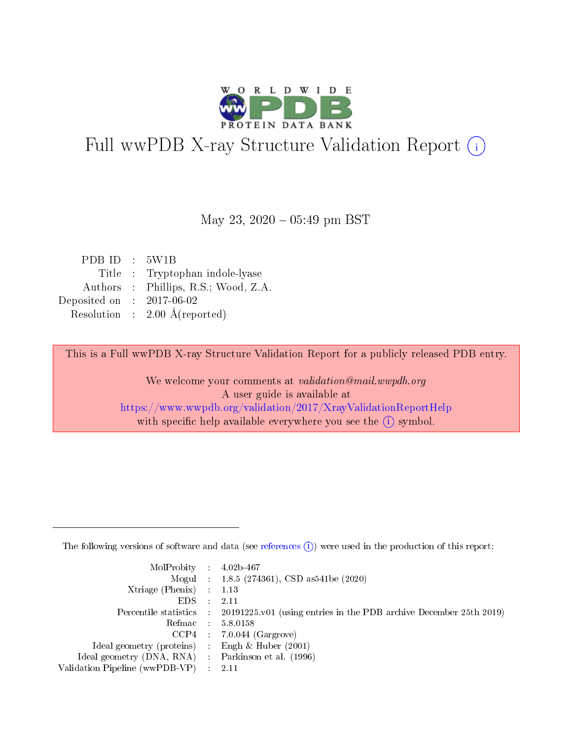# Full wwPDB X-ray Structure Validation Report (i)

May 23, 2020 – 05:49 pm BST

| | | |
|---|---|---|
| PDB ID | : | 5W1B |
| Title | : | Tryptophan indole-lyase |
| Authors | : | Phillips, R.S.; Wood, Z.A. |
| Deposited on | : | 2017-06-02 |
| Resolution | : | 2.00 Å(reported) |

This is a Full wwPDB X-ray Structure Validation Report for a publicly released PDB entry.

We welcome your comments at *validation@mail.wwpdb.org*
A user guide is available at
https://www.wwpdb.org/validation/2017/XrayValidationReportHelp
with specific help available everywhere you see the (i) symbol.

---

The following versions of software and data (see references (i)) were used in the production of this report:

| | | |
|---|---|---|
| MolProbity | : | 4.02b-467 |
| Mogul | : | 1.8.5 (274361), CSD as541be (2020) |
| Xtriage (Phenix) | : | 1.13 |
| EDS | : | 2.11 |
| Percentile statistics | : | 20191225.v01 (using entries in the PDB archive December 25th 2019) |
| Refmac | : | 5.8.0158 |
| CCP4 | : | 7.0.044 (Gargrove) |
| Ideal geometry (proteins) | : | Engh & Huber (2001) |
| Ideal geometry (DNA, RNA) | : | Parkinson et al. (1996) |
| Validation Pipeline (wwPDB-VP) | : | 2.11 |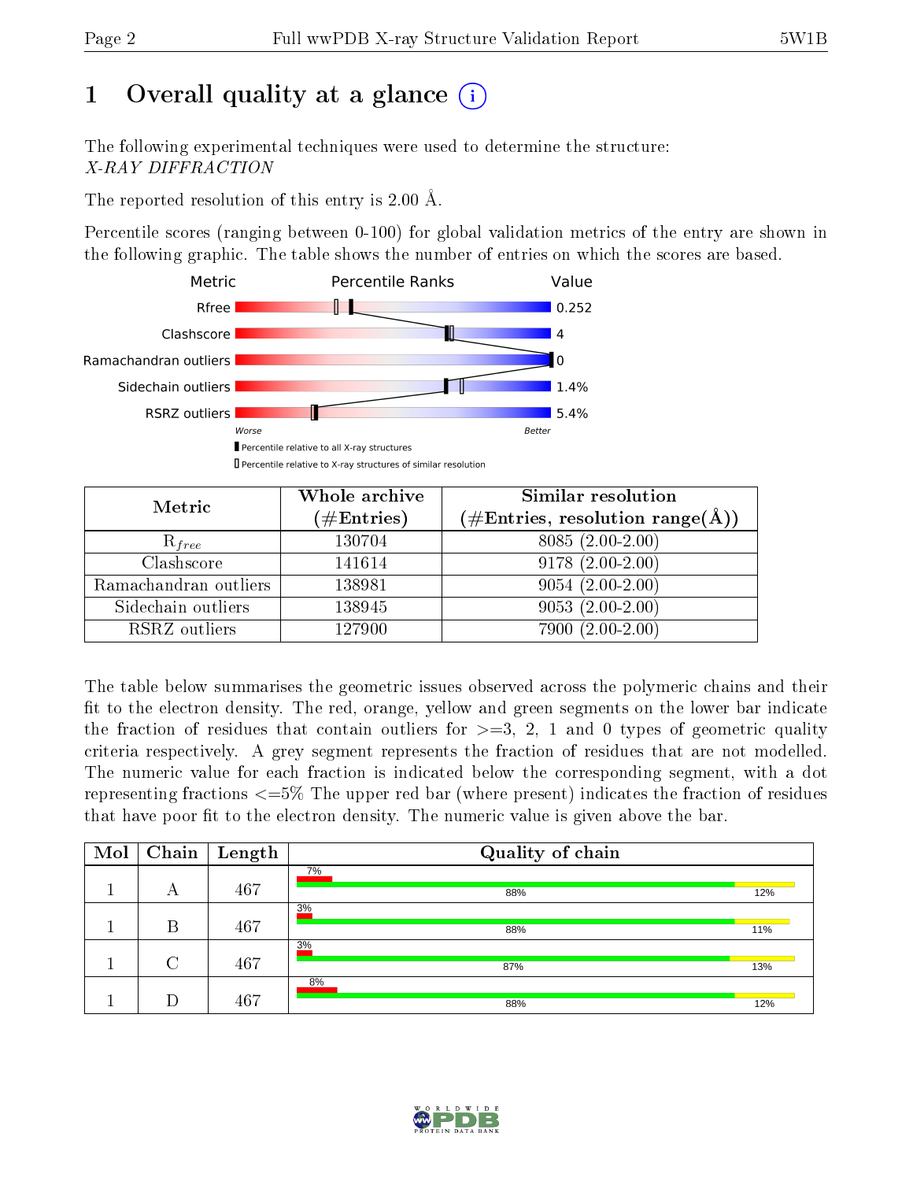# 1 Overall quality at a glance

The following experimental techniques were used to determine the structure:
*X-RAY DIFFRACTION*

The reported resolution of this entry is 2.00 Å.

Percentile scores (ranging between 0-100) for global validation metrics of the entry are shown in the following graphic. The table shows the number of entries on which the scores are based.

| Metric | Value |
|---|---|
| Rfree | 0.252 |
| Clashscore | 4 |
| Ramachandran outliers | 0 |
| Sidechain outliers | 1.4% |
| RSRZ outliers | 5.4% |

Worse — Better

■ Percentile relative to all X-ray structures
□ Percentile relative to X-ray structures of similar resolution

| Metric | Whole archive (#Entries) | Similar resolution (#Entries, resolution range(Å)) |
|---|---|---|
| $R_{free}$ | 130704 | 8085 (2.00-2.00) |
| Clashscore | 141614 | 9178 (2.00-2.00) |
| Ramachandran outliers | 138981 | 9054 (2.00-2.00) |
| Sidechain outliers | 138945 | 9053 (2.00-2.00) |
| RSRZ outliers | 127900 | 7900 (2.00-2.00) |

The table below summarises the geometric issues observed across the polymeric chains and their fit to the electron density. The red, orange, yellow and green segments on the lower bar indicate the fraction of residues that contain outliers for >=3, 2, 1 and 0 types of geometric quality criteria respectively. A grey segment represents the fraction of residues that are not modelled. The numeric value for each fraction is indicated below the corresponding segment, with a dot representing fractions <=5% The upper red bar (where present) indicates the fraction of residues that have poor fit to the electron density. The numeric value is given above the bar.

| Mol | Chain | Length | Quality of chain |
|---|---|---|---|
| 1 | A | 467 | 7% ; 88% ; 12% |
| 1 | B | 467 | 3% ; 88% ; 11% |
| 1 | C | 467 | 3% ; 87% ; 13% |
| 1 | D | 467 | 8% ; 88% ; 12% |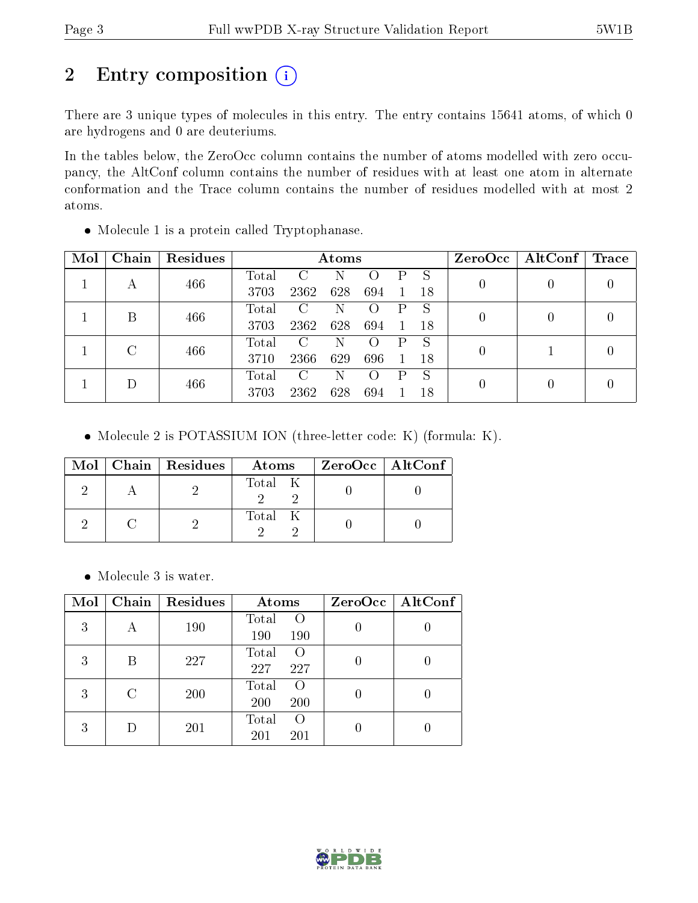# 2 Entry composition (i)

There are 3 unique types of molecules in this entry. The entry contains 15641 atoms, of which 0 are hydrogens and 0 are deuteriums.

In the tables below, the ZeroOcc column contains the number of atoms modelled with zero occupancy, the AltConf column contains the number of residues with at least one atom in alternate conformation and the Trace column contains the number of residues modelled with at most 2 atoms.

- Molecule 1 is a protein called Tryptophanase.

| Mol | Chain | Residues | Atoms | | | | | | ZeroOcc | AltConf | Trace |
|---|---|---|---|---|---|---|---|---|---|---|---|
| 1 | A | 466 | Total | C | N | O | P | S | 0 | 0 | 0 |
| | | | 3703 | 2362 | 628 | 694 | 1 | 18 | | | |
| 1 | B | 466 | Total | C | N | O | P | S | 0 | 0 | 0 |
| | | | 3703 | 2362 | 628 | 694 | 1 | 18 | | | |
| 1 | C | 466 | Total | C | N | O | P | S | 0 | 1 | 0 |
| | | | 3710 | 2366 | 629 | 696 | 1 | 18 | | | |
| 1 | D | 466 | Total | C | N | O | P | S | 0 | 0 | 0 |
| | | | 3703 | 2362 | 628 | 694 | 1 | 18 | | | |

- Molecule 2 is POTASSIUM ION (three-letter code: K) (formula: K).

| Mol | Chain | Residues | Atoms | | ZeroOcc | AltConf |
|---|---|---|---|---|---|---|
| 2 | A | 2 | Total | K | 0 | 0 |
| | | | 2 | 2 | | |
| 2 | C | 2 | Total | K | 0 | 0 |
| | | | 2 | 2 | | |

- Molecule 3 is water.

| Mol | Chain | Residues | Atoms | | ZeroOcc | AltConf |
|---|---|---|---|---|---|---|
| 3 | A | 190 | Total | O | 0 | 0 |
| | | | 190 | 190 | | |
| 3 | B | 227 | Total | O | 0 | 0 |
| | | | 227 | 227 | | |
| 3 | C | 200 | Total | O | 0 | 0 |
| | | | 200 | 200 | | |
| 3 | D | 201 | Total | O | 0 | 0 |
| | | | 201 | 201 | | |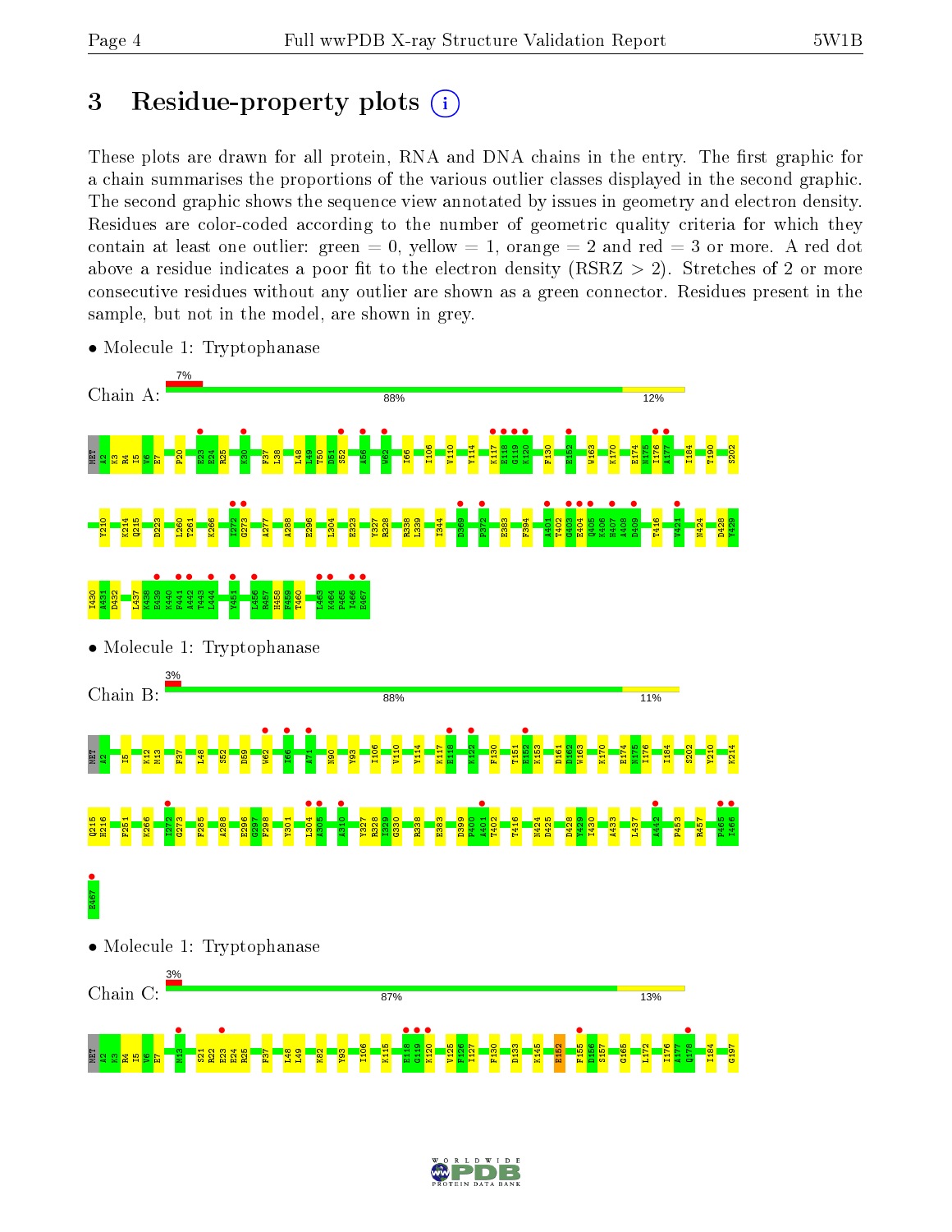# 3 Residue-property plots

These plots are drawn for all protein, RNA and DNA chains in the entry. The first graphic for a chain summarises the proportions of the various outlier classes displayed in the second graphic. The second graphic shows the sequence view annotated by issues in geometry and electron density. Residues are color-coded according to the number of geometric quality criteria for which they contain at least one outlier: green = 0, yellow = 1, orange = 2 and red = 3 or more. A red dot above a residue indicates a poor fit to the electron density (RSRZ > 2). Stretches of 2 or more consecutive residues without any outlier are shown as a green connector. Residues present in the sample, but not in the model, are shown in grey.

- Molecule 1: Tryptophanase

Chain A: 7% | 88% | 12%

MET A2 K3 R4 I5 V6 E7 P20 E23 E24 R25 K30 F37 L38 L48 L49 T50 D51 S52 A56 W62 I66 I106 V110 Y114 K117 E118 G119 K120 F130 E152 W163 K170 E174 N175 I176 A177 I184 T190 S202 Y210 K214 Q215 D223 L260 T261 K266 I272 G273 A277 A288 E296 L304 E323 Y327 R328 R338 L339 I344 D369 F372 E383 F394 A401 T402 G403 E404 Q405 K406 H407 A408 D409 T416 V421 N424 D428 Y429 T430 A431 D432 I437 K438 E439 K440 F441 A442 T443 L444 Y451 L456 R457 H458 P459 T460 I463 K464 P465 I466 E467

- Molecule 1: Tryptophanase

Chain B: 3% | 88% | 11%

MET A2 I5 K12 M13 F37 L48 S52 D59 W62 I66 A71 N90 Y93 I106 V110 Y114 K117 E118 K122 F130 T151 E152 K153 D161 D162 W163 K170 E174 N175 I176 I184 S202 Y210 K214 Q215 H216 F251 K266 I272 G273 F285 A288 E296 G297 F298 Y301 L304 A305 A310 Y327 R328 I329 G330 R338 E383 D399 P400 A401 T402 T416 N424 D425 D428 Y429 T430 A433 L437 A442 P453 R457 P465 I466 E467

- Molecule 1: Tryptophanase

Chain C: 3% | 87% | 13%

MET A2 K3 R4 I5 V6 E7 M13 S21 R22 E23 E24 R25 F37 L48 L49 K82 Y93 I106 K115 E118 G119 K120 V125 F126 I127 F130 D133 K145 E152 F155 D156 S157 G165 L172 I176 A177 Q178 I184 G197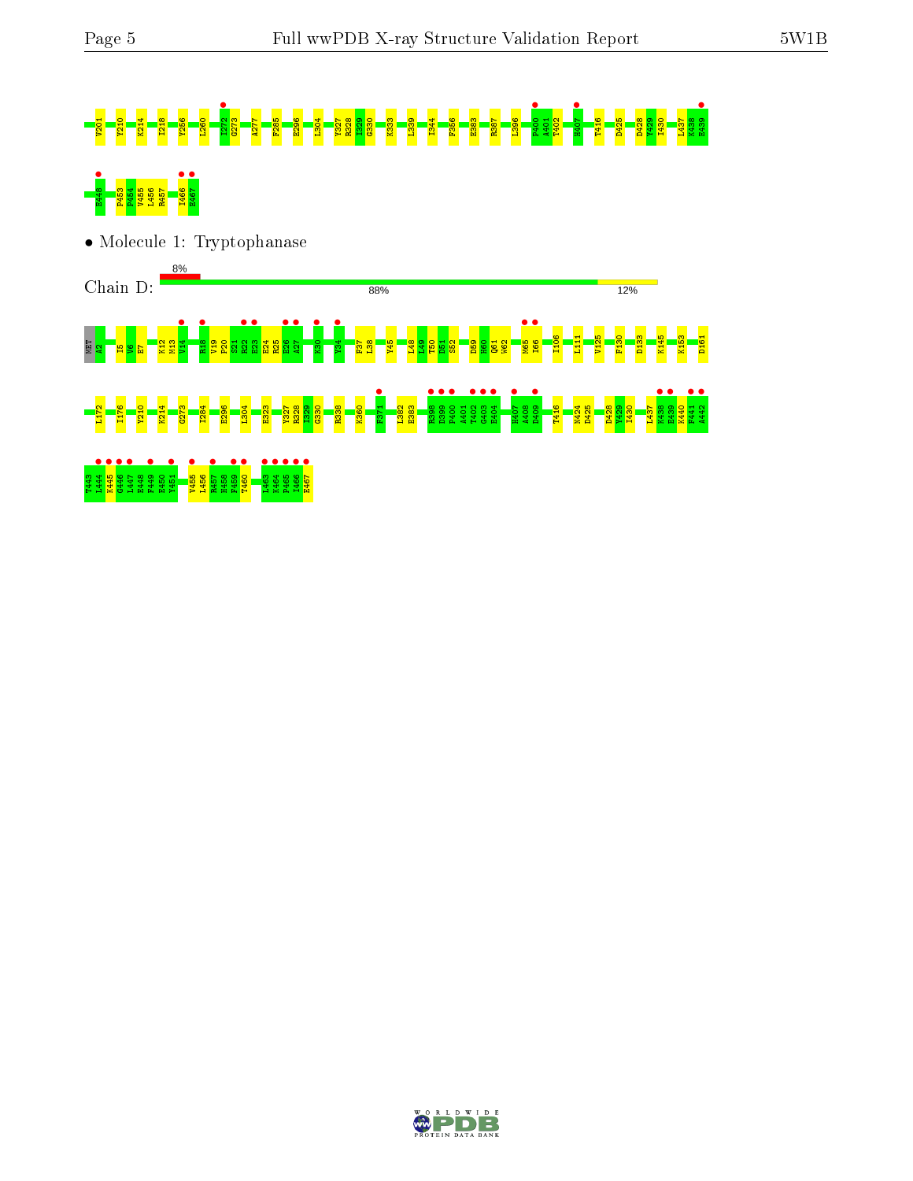V201 Y210 K214 I218 Y256 L260 I272 G273 A277 F285 E296 L304 Y327 R328 I329 G330 K333 L339 I344 F356 E383 R387 L396 P400 A401 T402 H407 T416 D425 D428 V429 I430 L437 K438 E439

E448 P453 F454 V455 L456 R457 I466 E467

• Molecule 1: Tryptophanase

Chain D: 8% 88% 12%

MET A2 I5 V6 E7 K12 M13 V14 R18 V19 F20 S21 R22 E23 E24 R25 E26 A27 K30 Y34 F37 L38 Y45 L48 L49 T50 D51 S52 D59 H60 Q61 W62 M65 I66 I106 L111 V125 F130 D133 K145 K153 D161

L172 I176 Y210 K214 G273 I284 E296 L304 E323 Y327 R328 I329 G330 R338 K360 F371 L382 E383 R398 D399 P400 A401 T402 G403 E404 H407 A408 D409 T416 N424 D425 D428 V429 I430 L437 K438 E439 K440 F441 A442

T443 L444 K445 G446 I447 E448 F449 E450 Y451 V455 L456 R457 H458 F459 T460 L463 K464 P465 I466 E467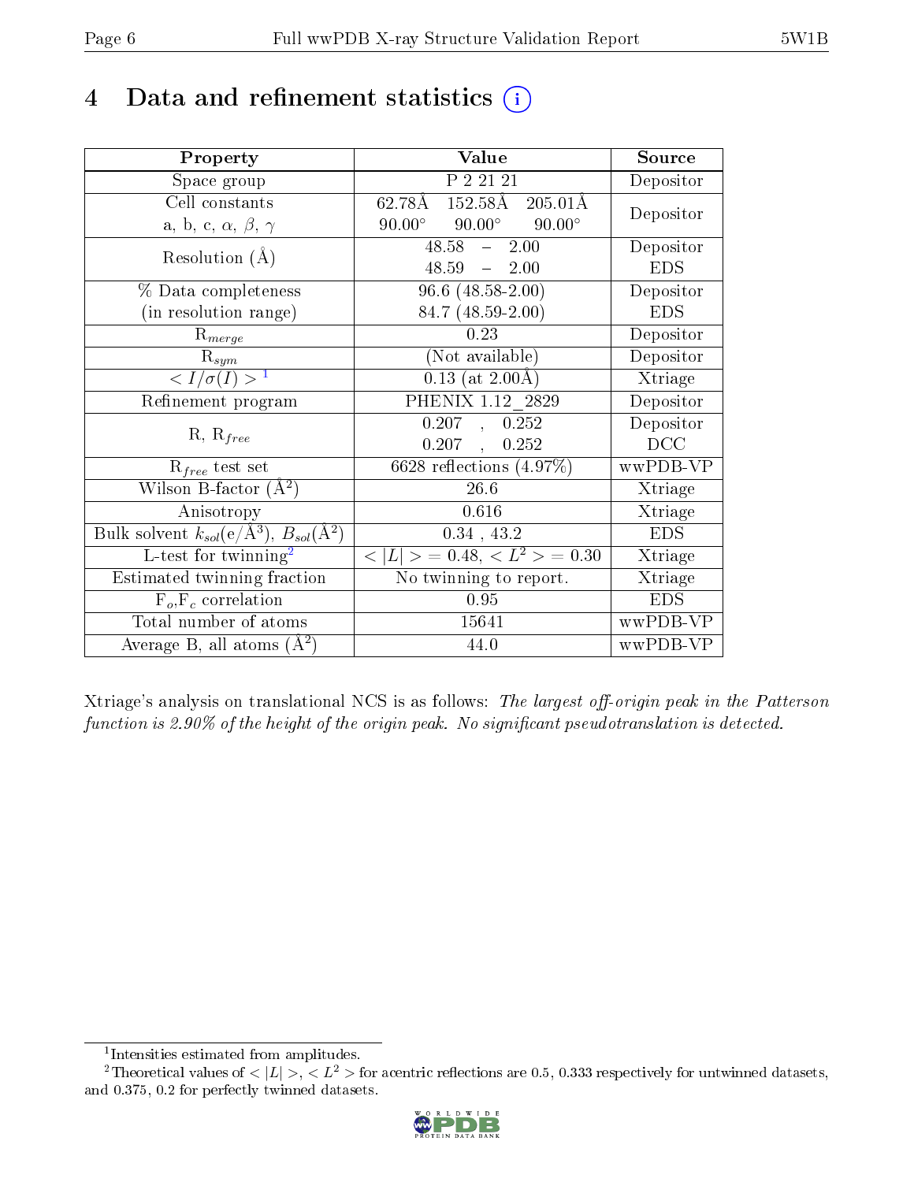# 4 Data and refinement statistics (i)

| Property | Value | Source |
|---|---|---|
| Space group | P 2 21 21 | Depositor |
| Cell constants<br>a, b, c, $\alpha$, $\beta$, $\gamma$ | 62.78Å 152.58Å 205.01Å<br>90.00° 90.00° 90.00° | Depositor |
| Resolution (Å) | 48.58 – 2.00<br>48.59 – 2.00 | Depositor<br>EDS |
| % Data completeness<br>(in resolution range) | 96.6 (48.58-2.00)<br>84.7 (48.59-2.00) | Depositor<br>EDS |
| $R_{merge}$ | 0.23 | Depositor |
| $R_{sym}$ | (Not available) | Depositor |
| $< I/\sigma(I) >$ [1] | 0.13 (at 2.00Å) | Xtriage |
| Refinement program | PHENIX 1.12_2829 | Depositor |
| R, $R_{free}$ | 0.207 , 0.252<br>0.207 , 0.252 | Depositor<br>DCC |
| $R_{free}$ test set | 6628 reflections (4.97%) | wwPDB-VP |
| Wilson B-factor (Å$^2$) | 26.6 | Xtriage |
| Anisotropy | 0.616 | Xtriage |
| Bulk solvent $k_{sol}$(e/Å$^3$), $B_{sol}$(Å$^2$) | 0.34 , 43.2 | EDS |
| L-test for twinning[2] | $< \lvert L \rvert > = 0.48$, $< L^2 > = 0.30$ | Xtriage |
| Estimated twinning fraction | No twinning to report. | Xtriage |
| $F_o$,$F_c$ correlation | 0.95 | EDS |
| Total number of atoms | 15641 | wwPDB-VP |
| Average B, all atoms (Å$^2$) | 44.0 | wwPDB-VP |

Xtriage's analysis on translational NCS is as follows: *The largest off-origin peak in the Patterson function is 2.90% of the height of the origin peak. No significant pseudotranslation is detected.*

[1] Intensities estimated from amplitudes.

[2] Theoretical values of $< \lvert L \rvert >$, $< L^2 >$ for acentric reflections are 0.5, 0.333 respectively for untwinned datasets, and 0.375, 0.2 for perfectly twinned datasets.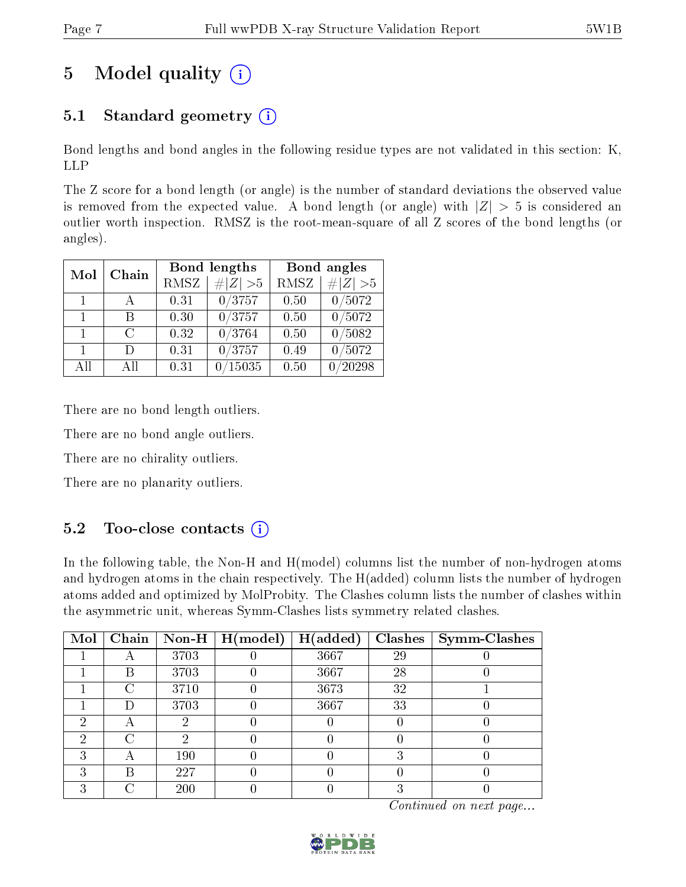# 5 Model quality (i)

## 5.1 Standard geometry (i)

Bond lengths and bond angles in the following residue types are not validated in this section: K, LLP

The Z score for a bond length (or angle) is the number of standard deviations the observed value is removed from the expected value. A bond length (or angle) with $|Z| > 5$ is considered an outlier worth inspection. RMSZ is the root-mean-square of all Z scores of the bond lengths (or angles).

| Mol | Chain | Bond lengths | | Bond angles | |
|---|---|---|---|---|---|
| | | RMSZ | #\|Z\| >5 | RMSZ | #\|Z\| >5 |
| 1 | A | 0.31 | 0/3757 | 0.50 | 0/5072 |
| 1 | B | 0.30 | 0/3757 | 0.50 | 0/5072 |
| 1 | C | 0.32 | 0/3764 | 0.50 | 0/5082 |
| 1 | D | 0.31 | 0/3757 | 0.49 | 0/5072 |
| All | All | 0.31 | 0/15035 | 0.50 | 0/20298 |

There are no bond length outliers.

There are no bond angle outliers.

There are no chirality outliers.

There are no planarity outliers.

## 5.2 Too-close contacts (i)

In the following table, the Non-H and H(model) columns list the number of non-hydrogen atoms and hydrogen atoms in the chain respectively. The H(added) column lists the number of hydrogen atoms added and optimized by MolProbity. The Clashes column lists the number of clashes within the asymmetric unit, whereas Symm-Clashes lists symmetry related clashes.

| Mol | Chain | Non-H | H(model) | H(added) | Clashes | Symm-Clashes |
|---|---|---|---|---|---|---|
| 1 | A | 3703 | 0 | 3667 | 29 | 0 |
| 1 | B | 3703 | 0 | 3667 | 28 | 0 |
| 1 | C | 3710 | 0 | 3673 | 32 | 1 |
| 1 | D | 3703 | 0 | 3667 | 33 | 0 |
| 2 | A | 2 | 0 | 0 | 0 | 0 |
| 2 | C | 2 | 0 | 0 | 0 | 0 |
| 3 | A | 190 | 0 | 0 | 3 | 0 |
| 3 | B | 227 | 0 | 0 | 0 | 0 |
| 3 | C | 200 | 0 | 0 | 3 | 0 |

*Continued on next page...*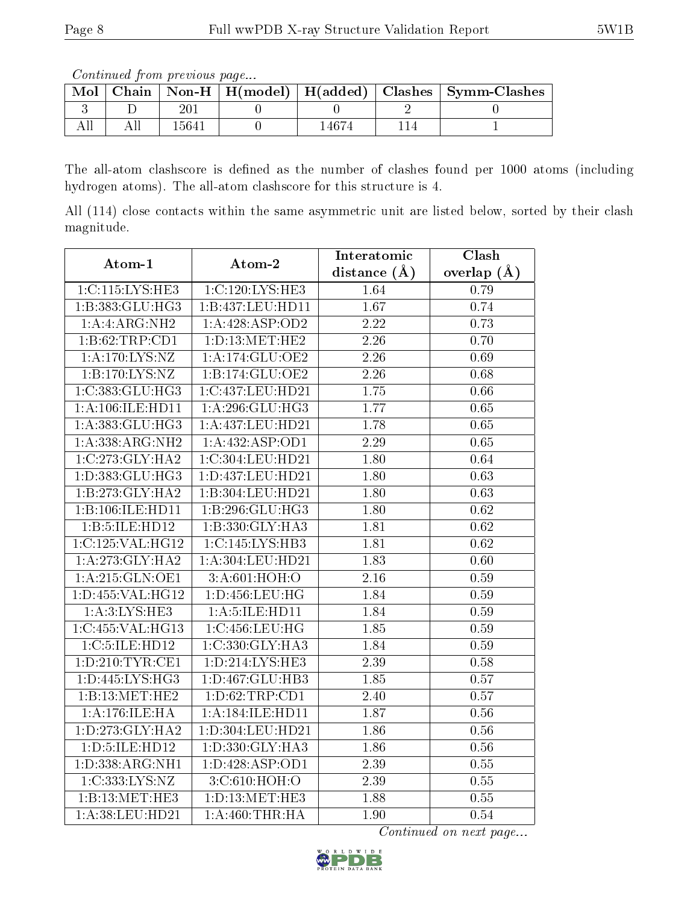*Continued from previous page...*

| Mol | Chain | Non-H | H(model) | H(added) | Clashes | Symm-Clashes |
|---|---|---|---|---|---|---|
| 3 | D | 201 | 0 | 0 | 2 | 0 |
| All | All | 15641 | 0 | 14674 | 114 | 1 |

The all-atom clashscore is defined as the number of clashes found per 1000 atoms (including hydrogen atoms). The all-atom clashscore for this structure is 4.

All (114) close contacts within the same asymmetric unit are listed below, sorted by their clash magnitude.

| Atom-1 | Atom-2 | Interatomic distance (Å) | Clash overlap (Å) |
|---|---|---|---|
| 1:C:115:LYS:HE3 | 1:C:120:LYS:HE3 | 1.64 | 0.79 |
| 1:B:383:GLU:HG3 | 1:B:437:LEU:HD11 | 1.67 | 0.74 |
| 1:A:4:ARG:NH2 | 1:A:428:ASP:OD2 | 2.22 | 0.73 |
| 1:B:62:TRP:CD1 | 1:D:13:MET:HE2 | 2.26 | 0.70 |
| 1:A:170:LYS:NZ | 1:A:174:GLU:OE2 | 2.26 | 0.69 |
| 1:B:170:LYS:NZ | 1:B:174:GLU:OE2 | 2.26 | 0.68 |
| 1:C:383:GLU:HG3 | 1:C:437:LEU:HD21 | 1.75 | 0.66 |
| 1:A:106:ILE:HD11 | 1:A:296:GLU:HG3 | 1.77 | 0.65 |
| 1:A:383:GLU:HG3 | 1:A:437:LEU:HD21 | 1.78 | 0.65 |
| 1:A:338:ARG:NH2 | 1:A:432:ASP:OD1 | 2.29 | 0.65 |
| 1:C:273:GLY:HA2 | 1:C:304:LEU:HD21 | 1.80 | 0.64 |
| 1:D:383:GLU:HG3 | 1:D:437:LEU:HD21 | 1.80 | 0.63 |
| 1:B:273:GLY:HA2 | 1:B:304:LEU:HD21 | 1.80 | 0.63 |
| 1:B:106:ILE:HD11 | 1:B:296:GLU:HG3 | 1.80 | 0.62 |
| 1:B:5:ILE:HD12 | 1:B:330:GLY:HA3 | 1.81 | 0.62 |
| 1:C:125:VAL:HG12 | 1:C:145:LYS:HB3 | 1.81 | 0.62 |
| 1:A:273:GLY:HA2 | 1:A:304:LEU:HD21 | 1.83 | 0.60 |
| 1:A:215:GLN:OE1 | 3:A:601:HOH:O | 2.16 | 0.59 |
| 1:D:455:VAL:HG12 | 1:D:456:LEU:HG | 1.84 | 0.59 |
| 1:A:3:LYS:HE3 | 1:A:5:ILE:HD11 | 1.84 | 0.59 |
| 1:C:455:VAL:HG13 | 1:C:456:LEU:HG | 1.85 | 0.59 |
| 1:C:5:ILE:HD12 | 1:C:330:GLY:HA3 | 1.84 | 0.59 |
| 1:D:210:TYR:CE1 | 1:D:214:LYS:HE3 | 2.39 | 0.58 |
| 1:D:445:LYS:HG3 | 1:D:467:GLU:HB3 | 1.85 | 0.57 |
| 1:B:13:MET:HE2 | 1:D:62:TRP:CD1 | 2.40 | 0.57 |
| 1:A:176:ILE:HA | 1:A:184:ILE:HD11 | 1.87 | 0.56 |
| 1:D:273:GLY:HA2 | 1:D:304:LEU:HD21 | 1.86 | 0.56 |
| 1:D:5:ILE:HD12 | 1:D:330:GLY:HA3 | 1.86 | 0.56 |
| 1:D:338:ARG:NH1 | 1:D:428:ASP:OD1 | 2.39 | 0.55 |
| 1:C:333:LYS:NZ | 3:C:610:HOH:O | 2.39 | 0.55 |
| 1:B:13:MET:HE3 | 1:D:13:MET:HE3 | 1.88 | 0.55 |
| 1:A:38:LEU:HD21 | 1:A:460:THR:HA | 1.90 | 0.54 |

*Continued on next page...*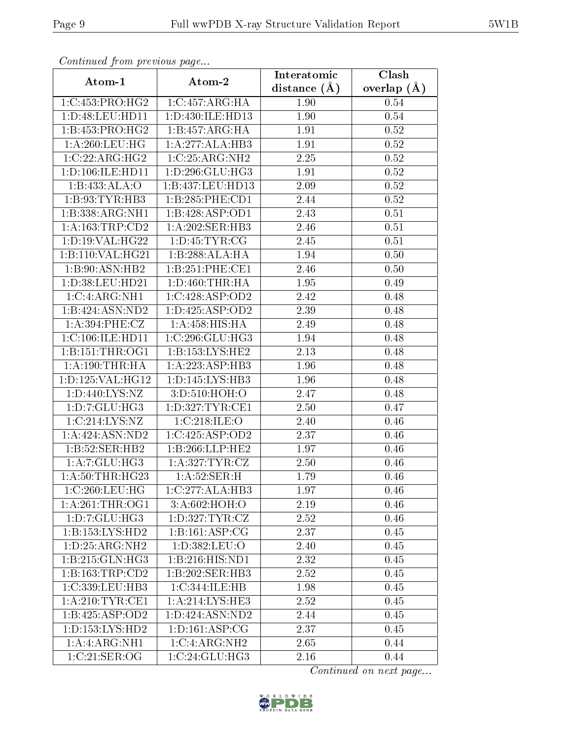*Continued from previous page...*

| Atom-1 | Atom-2 | Interatomic distance (Å) | Clash overlap (Å) |
|---|---|---|---|
| 1:C:453:PRO:HG2 | 1:C:457:ARG:HA | 1.90 | 0.54 |
| 1:D:48:LEU:HD11 | 1:D:430:ILE:HD13 | 1.90 | 0.54 |
| 1:B:453:PRO:HG2 | 1:B:457:ARG:HA | 1.91 | 0.52 |
| 1:A:260:LEU:HG | 1:A:277:ALA:HB3 | 1.91 | 0.52 |
| 1:C:22:ARG:HG2 | 1:C:25:ARG:NH2 | 2.25 | 0.52 |
| 1:D:106:ILE:HD11 | 1:D:296:GLU:HG3 | 1.91 | 0.52 |
| 1:B:433:ALA:O | 1:B:437:LEU:HD13 | 2.09 | 0.52 |
| 1:B:93:TYR:HB3 | 1:B:285:PHE:CD1 | 2.44 | 0.52 |
| 1:B:338:ARG:NH1 | 1:B:428:ASP:OD1 | 2.43 | 0.51 |
| 1:A:163:TRP:CD2 | 1:A:202:SER:HB3 | 2.46 | 0.51 |
| 1:D:19:VAL:HG22 | 1:D:45:TYR:CG | 2.45 | 0.51 |
| 1:B:110:VAL:HG21 | 1:B:288:ALA:HA | 1.94 | 0.50 |
| 1:B:90:ASN:HB2 | 1:B:251:PHE:CE1 | 2.46 | 0.50 |
| 1:D:38:LEU:HD21 | 1:D:460:THR:HA | 1.95 | 0.49 |
| 1:C:4:ARG:NH1 | 1:C:428:ASP:OD2 | 2.42 | 0.48 |
| 1:B:424:ASN:ND2 | 1:D:425:ASP:OD2 | 2.39 | 0.48 |
| 1:A:394:PHE:CZ | 1:A:458:HIS:HA | 2.49 | 0.48 |
| 1:C:106:ILE:HD11 | 1:C:296:GLU:HG3 | 1.94 | 0.48 |
| 1:B:151:THR:OG1 | 1:B:153:LYS:HE2 | 2.13 | 0.48 |
| 1:A:190:THR:HA | 1:A:223:ASP:HB3 | 1.96 | 0.48 |
| 1:D:125:VAL:HG12 | 1:D:145:LYS:HB3 | 1.96 | 0.48 |
| 1:D:440:LYS:NZ | 3:D:510:HOH:O | 2.47 | 0.48 |
| 1:D:7:GLU:HG3 | 1:D:327:TYR:CE1 | 2.50 | 0.47 |
| 1:C:214:LYS:NZ | 1:C:218:ILE:O | 2.40 | 0.46 |
| 1:A:424:ASN:ND2 | 1:C:425:ASP:OD2 | 2.37 | 0.46 |
| 1:B:52:SER:HB2 | 1:B:266:LLP:HE2 | 1.97 | 0.46 |
| 1:A:7:GLU:HG3 | 1:A:327:TYR:CZ | 2.50 | 0.46 |
| 1:A:50:THR:HG23 | 1:A:52:SER:H | 1.79 | 0.46 |
| 1:C:260:LEU:HG | 1:C:277:ALA:HB3 | 1.97 | 0.46 |
| 1:A:261:THR:OG1 | 3:A:602:HOH:O | 2.19 | 0.46 |
| 1:D:7:GLU:HG3 | 1:D:327:TYR:CZ | 2.52 | 0.46 |
| 1:B:153:LYS:HD2 | 1:B:161:ASP:CG | 2.37 | 0.45 |
| 1:D:25:ARG:NH2 | 1:D:382:LEU:O | 2.40 | 0.45 |
| 1:B:215:GLN:HG3 | 1:B:216:HIS:ND1 | 2.32 | 0.45 |
| 1:B:163:TRP:CD2 | 1:B:202:SER:HB3 | 2.52 | 0.45 |
| 1:C:339:LEU:HB3 | 1:C:344:ILE:HB | 1.98 | 0.45 |
| 1:A:210:TYR:CE1 | 1:A:214:LYS:HE3 | 2.52 | 0.45 |
| 1:B:425:ASP:OD2 | 1:D:424:ASN:ND2 | 2.44 | 0.45 |
| 1:D:153:LYS:HD2 | 1:D:161:ASP:CG | 2.37 | 0.45 |
| 1:A:4:ARG:NH1 | 1:C:4:ARG:NH2 | 2.65 | 0.44 |
| 1:C:21:SER:OG | 1:C:24:GLU:HG3 | 2.16 | 0.44 |

*Continued on next page...*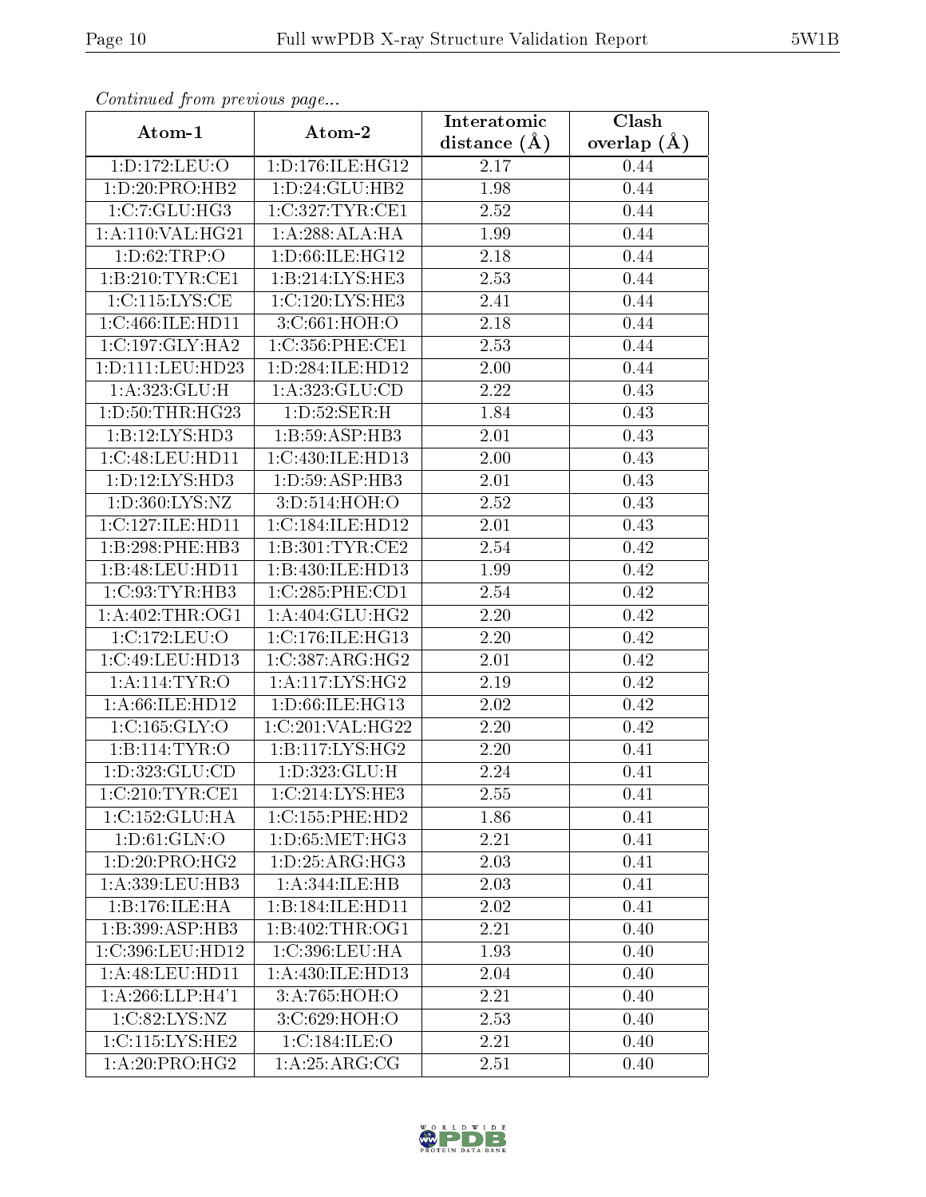*Continued from previous page...*

| Atom-1 | Atom-2 | Interatomic distance (Å) | Clash overlap (Å) |
|---|---|---|---|
| 1:D:172:LEU:O | 1:D:176:ILE:HG12 | 2.17 | 0.44 |
| 1:D:20:PRO:HB2 | 1:D:24:GLU:HB2 | 1.98 | 0.44 |
| 1:C:7:GLU:HG3 | 1:C:327:TYR:CE1 | 2.52 | 0.44 |
| 1:A:110:VAL:HG21 | 1:A:288:ALA:HA | 1.99 | 0.44 |
| 1:D:62:TRP:O | 1:D:66:ILE:HG12 | 2.18 | 0.44 |
| 1:B:210:TYR:CE1 | 1:B:214:LYS:HE3 | 2.53 | 0.44 |
| 1:C:115:LYS:CE | 1:C:120:LYS:HE3 | 2.41 | 0.44 |
| 1:C:466:ILE:HD11 | 3:C:661:HOH:O | 2.18 | 0.44 |
| 1:C:197:GLY:HA2 | 1:C:356:PHE:CE1 | 2.53 | 0.44 |
| 1:D:111:LEU:HD23 | 1:D:284:ILE:HD12 | 2.00 | 0.44 |
| 1:A:323:GLU:H | 1:A:323:GLU:CD | 2.22 | 0.43 |
| 1:D:50:THR:HG23 | 1:D:52:SER:H | 1.84 | 0.43 |
| 1:B:12:LYS:HD3 | 1:B:59:ASP:HB3 | 2.01 | 0.43 |
| 1:C:48:LEU:HD11 | 1:C:430:ILE:HD13 | 2.00 | 0.43 |
| 1:D:12:LYS:HD3 | 1:D:59:ASP:HB3 | 2.01 | 0.43 |
| 1:D:360:LYS:NZ | 3:D:514:HOH:O | 2.52 | 0.43 |
| 1:C:127:ILE:HD11 | 1:C:184:ILE:HD12 | 2.01 | 0.43 |
| 1:B:298:PHE:HB3 | 1:B:301:TYR:CE2 | 2.54 | 0.42 |
| 1:B:48:LEU:HD11 | 1:B:430:ILE:HD13 | 1.99 | 0.42 |
| 1:C:93:TYR:HB3 | 1:C:285:PHE:CD1 | 2.54 | 0.42 |
| 1:A:402:THR:OG1 | 1:A:404:GLU:HG2 | 2.20 | 0.42 |
| 1:C:172:LEU:O | 1:C:176:ILE:HG13 | 2.20 | 0.42 |
| 1:C:49:LEU:HD13 | 1:C:387:ARG:HG2 | 2.01 | 0.42 |
| 1:A:114:TYR:O | 1:A:117:LYS:HG2 | 2.19 | 0.42 |
| 1:A:66:ILE:HD12 | 1:D:66:ILE:HG13 | 2.02 | 0.42 |
| 1:C:165:GLY:O | 1:C:201:VAL:HG22 | 2.20 | 0.42 |
| 1:B:114:TYR:O | 1:B:117:LYS:HG2 | 2.20 | 0.41 |
| 1:D:323:GLU:CD | 1:D:323:GLU:H | 2.24 | 0.41 |
| 1:C:210:TYR:CE1 | 1:C:214:LYS:HE3 | 2.55 | 0.41 |
| 1:C:152:GLU:HA | 1:C:155:PHE:HD2 | 1.86 | 0.41 |
| 1:D:61:GLN:O | 1:D:65:MET:HG3 | 2.21 | 0.41 |
| 1:D:20:PRO:HG2 | 1:D:25:ARG:HG3 | 2.03 | 0.41 |
| 1:A:339:LEU:HB3 | 1:A:344:ILE:HB | 2.03 | 0.41 |
| 1:B:176:ILE:HA | 1:B:184:ILE:HD11 | 2.02 | 0.41 |
| 1:B:399:ASP:HB3 | 1:B:402:THR:OG1 | 2.21 | 0.40 |
| 1:C:396:LEU:HD12 | 1:C:396:LEU:HA | 1.93 | 0.40 |
| 1:A:48:LEU:HD11 | 1:A:430:ILE:HD13 | 2.04 | 0.40 |
| 1:A:266:LLP:H4'1 | 3:A:765:HOH:O | 2.21 | 0.40 |
| 1:C:82:LYS:NZ | 3:C:629:HOH:O | 2.53 | 0.40 |
| 1:C:115:LYS:HE2 | 1:C:184:ILE:O | 2.21 | 0.40 |
| 1:A:20:PRO:HG2 | 1:A:25:ARG:CG | 2.51 | 0.40 |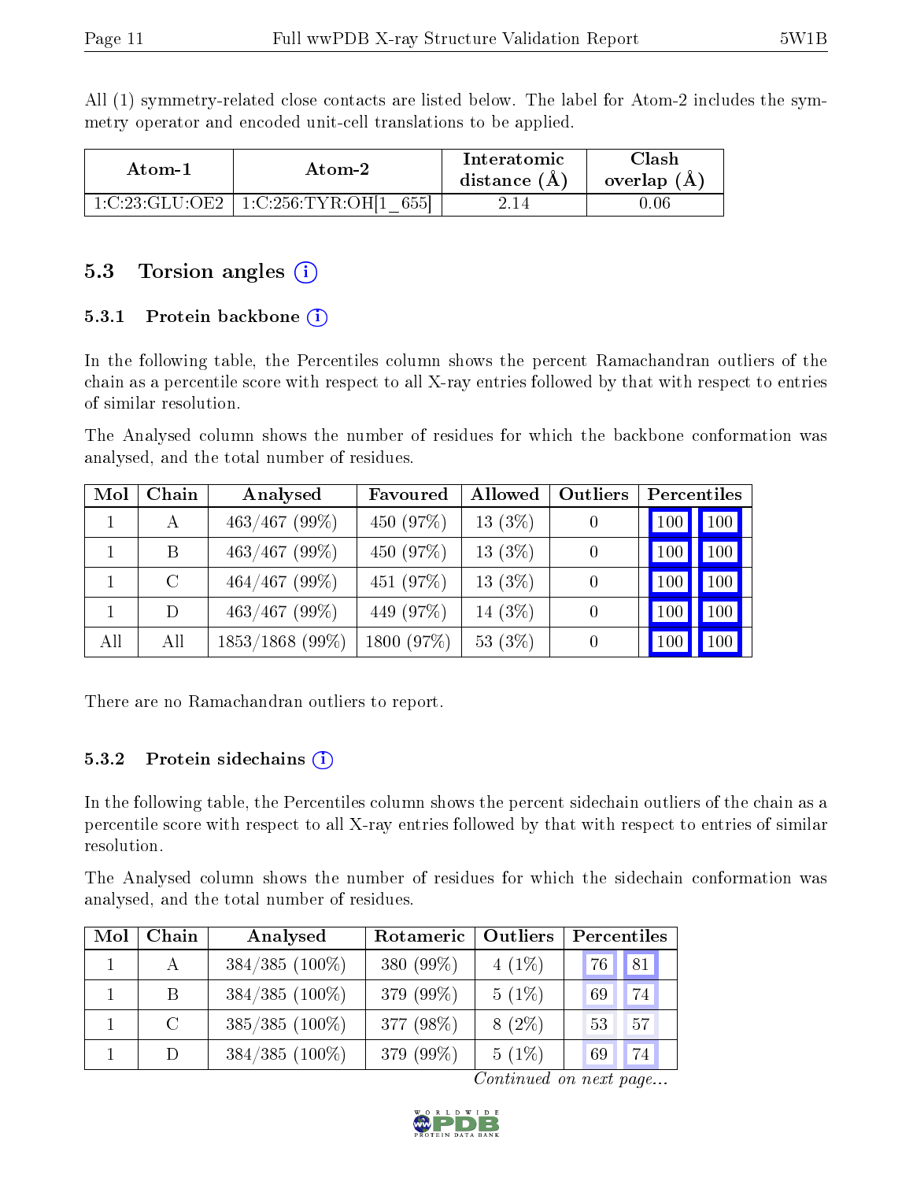All (1) symmetry-related close contacts are listed below. The label for Atom-2 includes the symmetry operator and encoded unit-cell translations to be applied.

| Atom-1 | Atom-2 | Interatomic distance (Å) | Clash overlap (Å) |
|---|---|---|---|
| 1:C:23:GLU:OE2 | 1:C:256:TYR:OH[1_655] | 2.14 | 0.06 |

## 5.3 Torsion angles

### 5.3.1 Protein backbone

In the following table, the Percentiles column shows the percent Ramachandran outliers of the chain as a percentile score with respect to all X-ray entries followed by that with respect to entries of similar resolution.

The Analysed column shows the number of residues for which the backbone conformation was analysed, and the total number of residues.

| Mol | Chain | Analysed | Favoured | Allowed | Outliers | Percentiles | |
|---|---|---|---|---|---|---|---|
| 1 | A | 463/467 (99%) | 450 (97%) | 13 (3%) | 0 | 100 | 100 |
| 1 | B | 463/467 (99%) | 450 (97%) | 13 (3%) | 0 | 100 | 100 |
| 1 | C | 464/467 (99%) | 451 (97%) | 13 (3%) | 0 | 100 | 100 |
| 1 | D | 463/467 (99%) | 449 (97%) | 14 (3%) | 0 | 100 | 100 |
| All | All | 1853/1868 (99%) | 1800 (97%) | 53 (3%) | 0 | 100 | 100 |

There are no Ramachandran outliers to report.

### 5.3.2 Protein sidechains

In the following table, the Percentiles column shows the percent sidechain outliers of the chain as a percentile score with respect to all X-ray entries followed by that with respect to entries of similar resolution.

The Analysed column shows the number of residues for which the sidechain conformation was analysed, and the total number of residues.

| Mol | Chain | Analysed | Rotameric | Outliers | Percentiles | |
|---|---|---|---|---|---|---|
| 1 | A | 384/385 (100%) | 380 (99%) | 4 (1%) | 76 | 81 |
| 1 | B | 384/385 (100%) | 379 (99%) | 5 (1%) | 69 | 74 |
| 1 | C | 385/385 (100%) | 377 (98%) | 8 (2%) | 53 | 57 |
| 1 | D | 384/385 (100%) | 379 (99%) | 5 (1%) | 69 | 74 |

*Continued on next page...*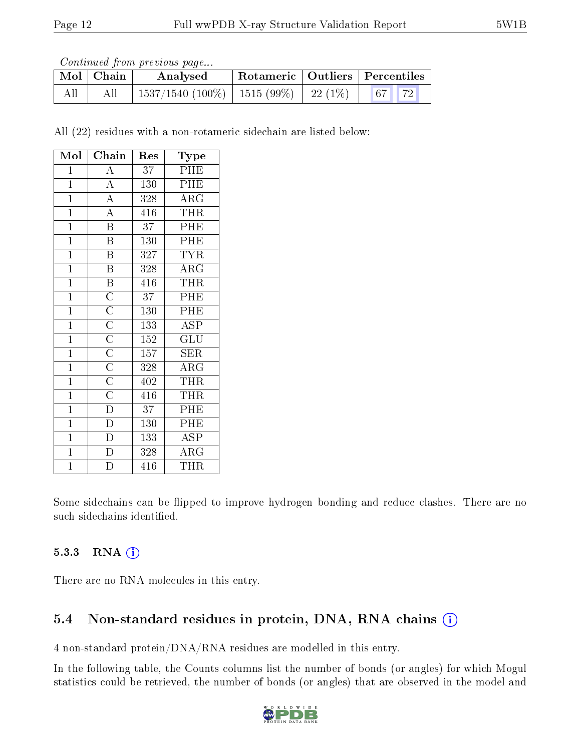*Continued from previous page...*

| Mol | Chain | Analysed | Rotameric | Outliers | Percentiles | |
|---|---|---|---|---|---|---|
| All | All | 1537/1540 (100%) | 1515 (99%) | 22 (1%) | 67 | 72 |

All (22) residues with a non-rotameric sidechain are listed below:

| Mol | Chain | Res | Type |
|---|---|---|---|
| 1 | A | 37 | PHE |
| 1 | A | 130 | PHE |
| 1 | A | 328 | ARG |
| 1 | A | 416 | THR |
| 1 | B | 37 | PHE |
| 1 | B | 130 | PHE |
| 1 | B | 327 | TYR |
| 1 | B | 328 | ARG |
| 1 | B | 416 | THR |
| 1 | C | 37 | PHE |
| 1 | C | 130 | PHE |
| 1 | C | 133 | ASP |
| 1 | C | 152 | GLU |
| 1 | C | 157 | SER |
| 1 | C | 328 | ARG |
| 1 | C | 402 | THR |
| 1 | C | 416 | THR |
| 1 | D | 37 | PHE |
| 1 | D | 130 | PHE |
| 1 | D | 133 | ASP |
| 1 | D | 328 | ARG |
| 1 | D | 416 | THR |

Some sidechains can be flipped to improve hydrogen bonding and reduce clashes. There are no such sidechains identified.

### 5.3.3 RNA

There are no RNA molecules in this entry.

## 5.4 Non-standard residues in protein, DNA, RNA chains

4 non-standard protein/DNA/RNA residues are modelled in this entry.

In the following table, the Counts columns list the number of bonds (or angles) for which Mogul statistics could be retrieved, the number of bonds (or angles) that are observed in the model and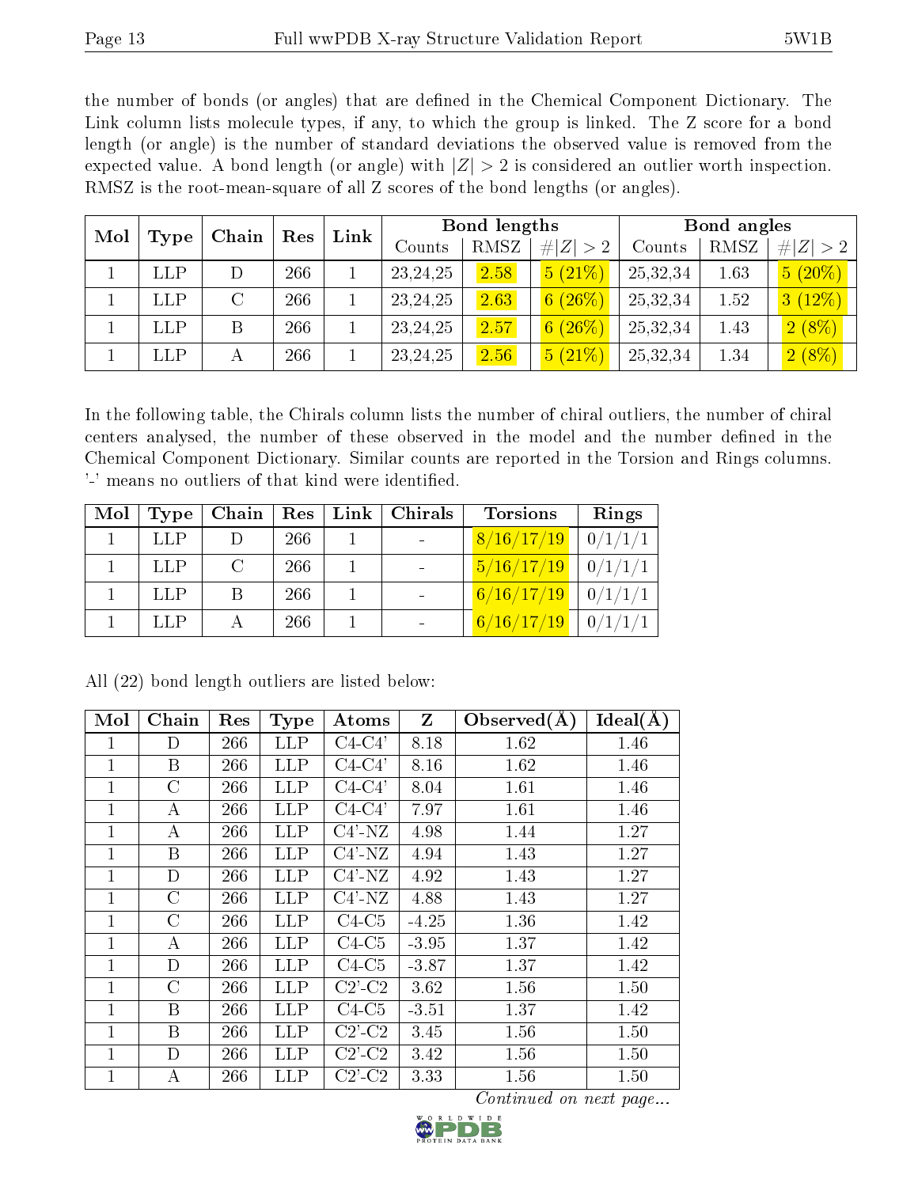the number of bonds (or angles) that are defined in the Chemical Component Dictionary. The Link column lists molecule types, if any, to which the group is linked. The Z score for a bond length (or angle) is the number of standard deviations the observed value is removed from the expected value. A bond length (or angle) with $|Z| > 2$ is considered an outlier worth inspection. RMSZ is the root-mean-square of all Z scores of the bond lengths (or angles).

| Mol | Type | Chain | Res | Link | Bond lengths | | | Bond angles | | |
|---|---|---|---|---|---|---|---|---|---|---|
| | | | | | Counts | RMSZ | $\#\|Z\|>2$ | Counts | RMSZ | $\#\|Z\|>2$ |
| 1 | LLP | D | 266 | 1 | 23,24,25 | 2.58 | 5 (21%) | 25,32,34 | 1.63 | 5 (20%) |
| 1 | LLP | C | 266 | 1 | 23,24,25 | 2.63 | 6 (26%) | 25,32,34 | 1.52 | 3 (12%) |
| 1 | LLP | B | 266 | 1 | 23,24,25 | 2.57 | 6 (26%) | 25,32,34 | 1.43 | 2 (8%) |
| 1 | LLP | A | 266 | 1 | 23,24,25 | 2.56 | 5 (21%) | 25,32,34 | 1.34 | 2 (8%) |

In the following table, the Chirals column lists the number of chiral outliers, the number of chiral centers analysed, the number of these observed in the model and the number defined in the Chemical Component Dictionary. Similar counts are reported in the Torsion and Rings columns. '-' means no outliers of that kind were identified.

| Mol | Type | Chain | Res | Link | Chirals | Torsions | Rings |
|---|---|---|---|---|---|---|---|
| 1 | LLP | D | 266 | 1 | - | 8/16/17/19 | 0/1/1/1 |
| 1 | LLP | C | 266 | 1 | - | 5/16/17/19 | 0/1/1/1 |
| 1 | LLP | B | 266 | 1 | - | 6/16/17/19 | 0/1/1/1 |
| 1 | LLP | A | 266 | 1 | - | 6/16/17/19 | 0/1/1/1 |

All (22) bond length outliers are listed below:

| Mol | Chain | Res | Type | Atoms | Z | Observed(Å) | Ideal(Å) |
|---|---|---|---|---|---|---|---|
| 1 | D | 266 | LLP | C4-C4' | 8.18 | 1.62 | 1.46 |
| 1 | B | 266 | LLP | C4-C4' | 8.16 | 1.62 | 1.46 |
| 1 | C | 266 | LLP | C4-C4' | 8.04 | 1.61 | 1.46 |
| 1 | A | 266 | LLP | C4-C4' | 7.97 | 1.61 | 1.46 |
| 1 | A | 266 | LLP | C4'-NZ | 4.98 | 1.44 | 1.27 |
| 1 | B | 266 | LLP | C4'-NZ | 4.94 | 1.43 | 1.27 |
| 1 | D | 266 | LLP | C4'-NZ | 4.92 | 1.43 | 1.27 |
| 1 | C | 266 | LLP | C4'-NZ | 4.88 | 1.43 | 1.27 |
| 1 | C | 266 | LLP | C4-C5 | -4.25 | 1.36 | 1.42 |
| 1 | A | 266 | LLP | C4-C5 | -3.95 | 1.37 | 1.42 |
| 1 | D | 266 | LLP | C4-C5 | -3.87 | 1.37 | 1.42 |
| 1 | C | 266 | LLP | C2'-C2 | 3.62 | 1.56 | 1.50 |
| 1 | B | 266 | LLP | C4-C5 | -3.51 | 1.37 | 1.42 |
| 1 | B | 266 | LLP | C2'-C2 | 3.45 | 1.56 | 1.50 |
| 1 | D | 266 | LLP | C2'-C2 | 3.42 | 1.56 | 1.50 |
| 1 | A | 266 | LLP | C2'-C2 | 3.33 | 1.56 | 1.50 |

*Continued on next page...*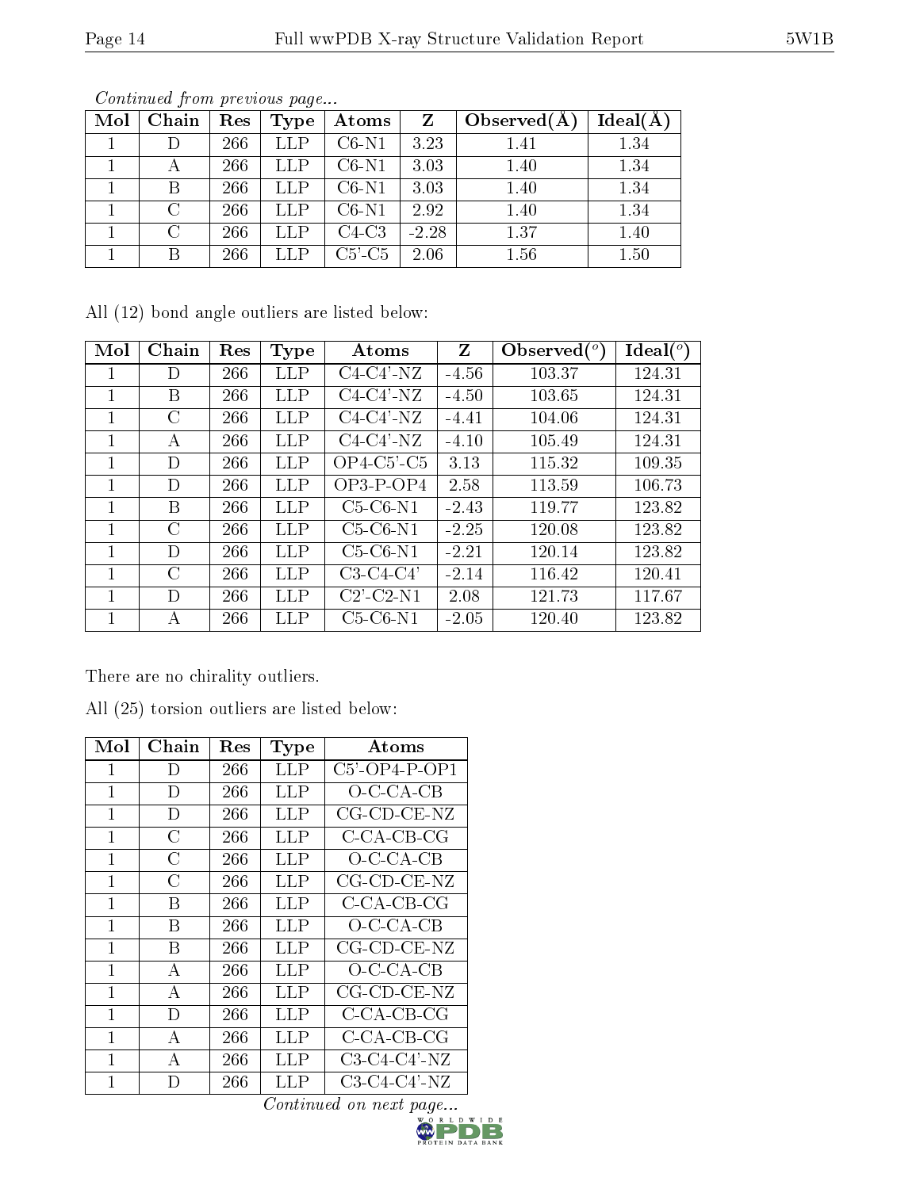*Continued from previous page...*

| Mol | Chain | Res | Type | Atoms | Z | Observed(Å) | Ideal(Å) |
|---|---|---|---|---|---|---|---|
| 1 | D | 266 | LLP | C6-N1 | 3.23 | 1.41 | 1.34 |
| 1 | A | 266 | LLP | C6-N1 | 3.03 | 1.40 | 1.34 |
| 1 | B | 266 | LLP | C6-N1 | 3.03 | 1.40 | 1.34 |
| 1 | C | 266 | LLP | C6-N1 | 2.92 | 1.40 | 1.34 |
| 1 | C | 266 | LLP | C4-C3 | -2.28 | 1.37 | 1.40 |
| 1 | B | 266 | LLP | C5'-C5 | 2.06 | 1.56 | 1.50 |

All (12) bond angle outliers are listed below:

| Mol | Chain | Res | Type | Atoms | Z | Observed(°) | Ideal(°) |
|---|---|---|---|---|---|---|---|
| 1 | D | 266 | LLP | C4-C4'-NZ | -4.56 | 103.37 | 124.31 |
| 1 | B | 266 | LLP | C4-C4'-NZ | -4.50 | 103.65 | 124.31 |
| 1 | C | 266 | LLP | C4-C4'-NZ | -4.41 | 104.06 | 124.31 |
| 1 | A | 266 | LLP | C4-C4'-NZ | -4.10 | 105.49 | 124.31 |
| 1 | D | 266 | LLP | OP4-C5'-C5 | 3.13 | 115.32 | 109.35 |
| 1 | D | 266 | LLP | OP3-P-OP4 | 2.58 | 113.59 | 106.73 |
| 1 | B | 266 | LLP | C5-C6-N1 | -2.43 | 119.77 | 123.82 |
| 1 | C | 266 | LLP | C5-C6-N1 | -2.25 | 120.08 | 123.82 |
| 1 | D | 266 | LLP | C5-C6-N1 | -2.21 | 120.14 | 123.82 |
| 1 | C | 266 | LLP | C3-C4-C4' | -2.14 | 116.42 | 120.41 |
| 1 | D | 266 | LLP | C2'-C2-N1 | 2.08 | 121.73 | 117.67 |
| 1 | A | 266 | LLP | C5-C6-N1 | -2.05 | 120.40 | 123.82 |

There are no chirality outliers.

All (25) torsion outliers are listed below:

| Mol | Chain | Res | Type | Atoms |
|---|---|---|---|---|
| 1 | D | 266 | LLP | C5'-OP4-P-OP1 |
| 1 | D | 266 | LLP | O-C-CA-CB |
| 1 | D | 266 | LLP | CG-CD-CE-NZ |
| 1 | C | 266 | LLP | C-CA-CB-CG |
| 1 | C | 266 | LLP | O-C-CA-CB |
| 1 | C | 266 | LLP | CG-CD-CE-NZ |
| 1 | B | 266 | LLP | C-CA-CB-CG |
| 1 | B | 266 | LLP | O-C-CA-CB |
| 1 | B | 266 | LLP | CG-CD-CE-NZ |
| 1 | A | 266 | LLP | O-C-CA-CB |
| 1 | A | 266 | LLP | CG-CD-CE-NZ |
| 1 | D | 266 | LLP | C-CA-CB-CG |
| 1 | A | 266 | LLP | C-CA-CB-CG |
| 1 | A | 266 | LLP | C3-C4-C4'-NZ |
| 1 | D | 266 | LLP | C3-C4-C4'-NZ |

*Continued on next page...*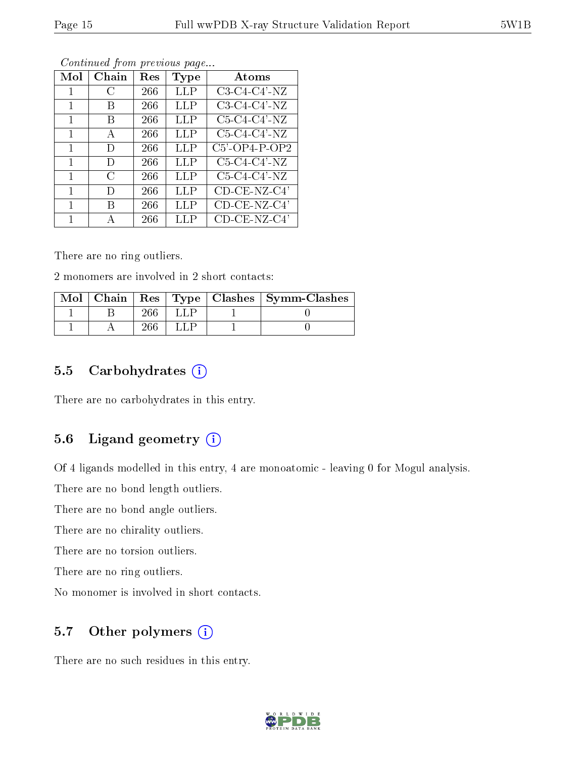*Continued from previous page...*

| Mol | Chain | Res | Type | Atoms |
|---|---|---|---|---|
| 1 | C | 266 | LLP | C3-C4-C4'-NZ |
| 1 | B | 266 | LLP | C3-C4-C4'-NZ |
| 1 | B | 266 | LLP | C5-C4-C4'-NZ |
| 1 | A | 266 | LLP | C5-C4-C4'-NZ |
| 1 | D | 266 | LLP | C5'-OP4-P-OP2 |
| 1 | D | 266 | LLP | C5-C4-C4'-NZ |
| 1 | C | 266 | LLP | C5-C4-C4'-NZ |
| 1 | D | 266 | LLP | CD-CE-NZ-C4' |
| 1 | B | 266 | LLP | CD-CE-NZ-C4' |
| 1 | A | 266 | LLP | CD-CE-NZ-C4' |

There are no ring outliers.

2 monomers are involved in 2 short contacts:

| Mol | Chain | Res | Type | Clashes | Symm-Clashes |
|---|---|---|---|---|---|
| 1 | B | 266 | LLP | 1 | 0 |
| 1 | A | 266 | LLP | 1 | 0 |

## 5.5 Carbohydrates

There are no carbohydrates in this entry.

## 5.6 Ligand geometry

Of 4 ligands modelled in this entry, 4 are monoatomic - leaving 0 for Mogul analysis.

There are no bond length outliers.

There are no bond angle outliers.

There are no chirality outliers.

There are no torsion outliers.

There are no ring outliers.

No monomer is involved in short contacts.

## 5.7 Other polymers

There are no such residues in this entry.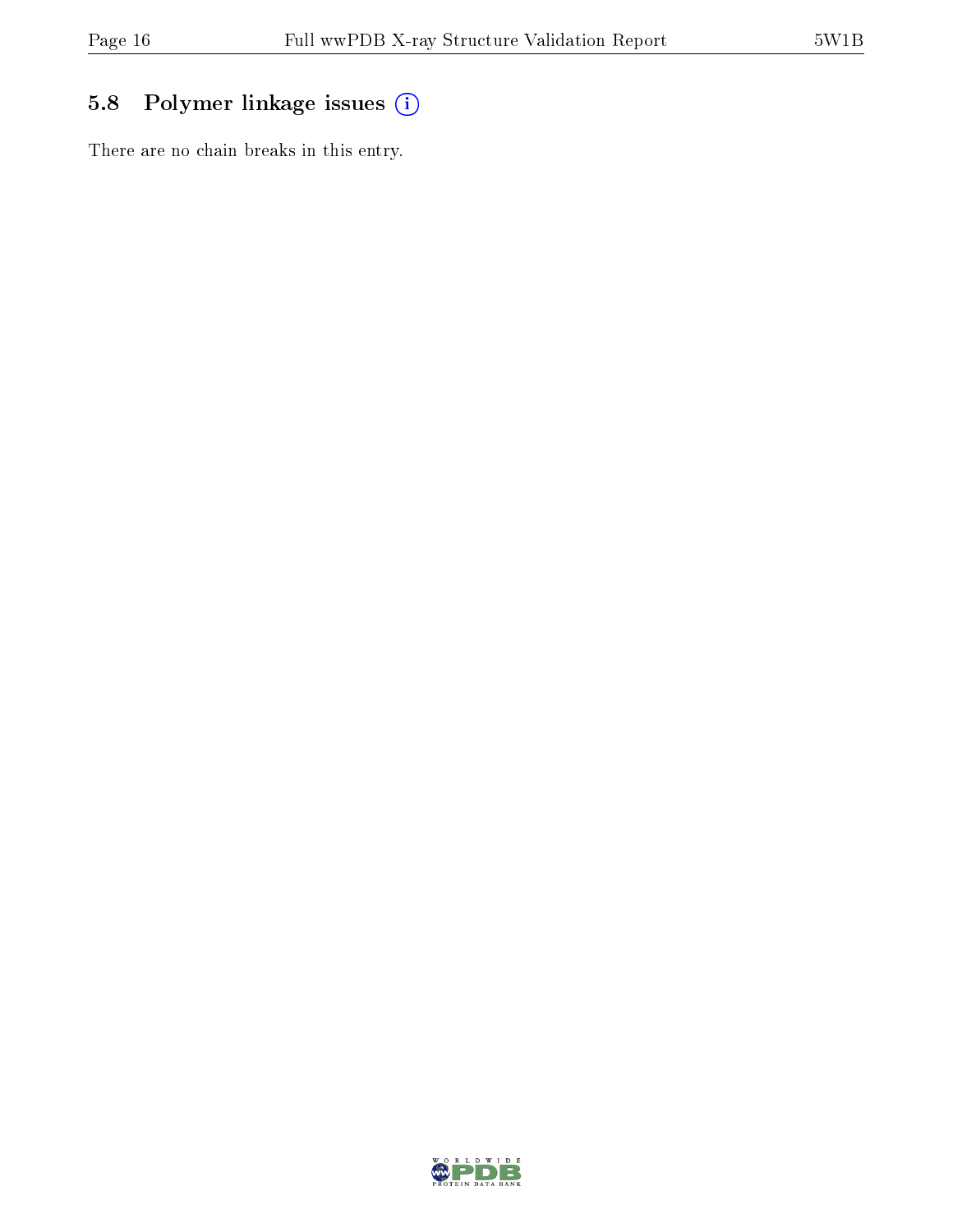## 5.8 Polymer linkage issues

There are no chain breaks in this entry.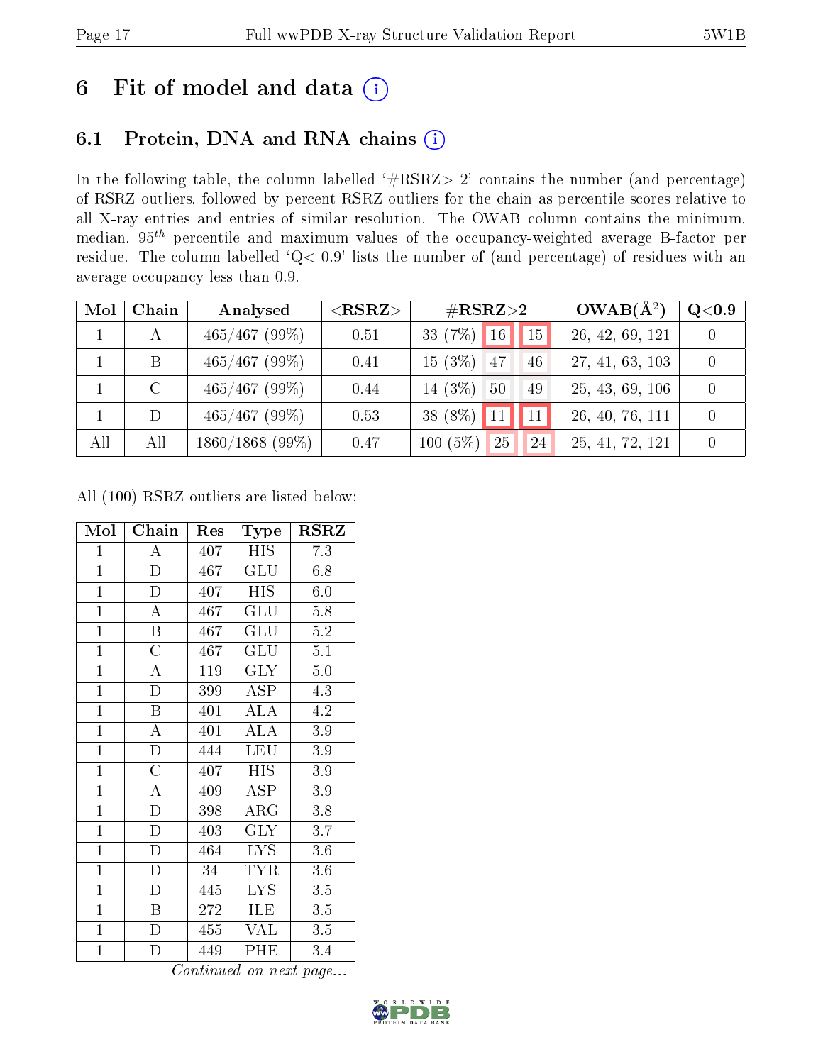# 6 Fit of model and data (i)

## 6.1 Protein, DNA and RNA chains (i)

In the following table, the column labelled '#RSRZ> 2' contains the number (and percentage) of RSRZ outliers, followed by percent RSRZ outliers for the chain as percentile scores relative to all X-ray entries and entries of similar resolution. The OWAB column contains the minimum, median, $95^{th}$ percentile and maximum values of the occupancy-weighted average B-factor per residue. The column labelled 'Q< 0.9' lists the number of (and percentage) of residues with an average occupancy less than 0.9.

| Mol | Chain | Analysed | <RSRZ> | #RSRZ>2 | | | OWAB(Å$^2$) | Q<0.9 |
|---|---|---|---|---|---|---|---|---|
| 1 | A | 465/467 (99%) | 0.51 | 33 (7%) | 16 | 15 | 26, 42, 69, 121 | 0 |
| 1 | B | 465/467 (99%) | 0.41 | 15 (3%) | 47 | 46 | 27, 41, 63, 103 | 0 |
| 1 | C | 465/467 (99%) | 0.44 | 14 (3%) | 50 | 49 | 25, 43, 69, 106 | 0 |
| 1 | D | 465/467 (99%) | 0.53 | 38 (8%) | 11 | 11 | 26, 40, 76, 111 | 0 |
| All | All | 1860/1868 (99%) | 0.47 | 100 (5%) | 25 | 24 | 25, 41, 72, 121 | 0 |

All (100) RSRZ outliers are listed below:

| Mol | Chain | Res | Type | RSRZ |
|---|---|---|---|---|
| 1 | A | 407 | HIS | 7.3 |
| 1 | D | 467 | GLU | 6.8 |
| 1 | D | 407 | HIS | 6.0 |
| 1 | A | 467 | GLU | 5.8 |
| 1 | B | 467 | GLU | 5.2 |
| 1 | C | 467 | GLU | 5.1 |
| 1 | A | 119 | GLY | 5.0 |
| 1 | D | 399 | ASP | 4.3 |
| 1 | B | 401 | ALA | 4.2 |
| 1 | A | 401 | ALA | 3.9 |
| 1 | D | 444 | LEU | 3.9 |
| 1 | C | 407 | HIS | 3.9 |
| 1 | A | 409 | ASP | 3.9 |
| 1 | D | 398 | ARG | 3.8 |
| 1 | D | 403 | GLY | 3.7 |
| 1 | D | 464 | LYS | 3.6 |
| 1 | D | 34 | TYR | 3.6 |
| 1 | D | 445 | LYS | 3.5 |
| 1 | B | 272 | ILE | 3.5 |
| 1 | D | 455 | VAL | 3.5 |
| 1 | D | 449 | PHE | 3.4 |

*Continued on next page...*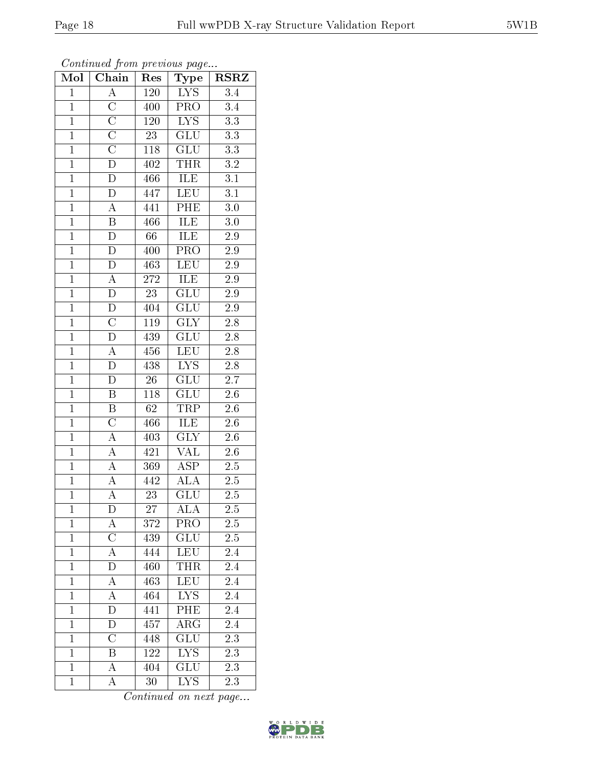*Continued from previous page...*

| Mol | Chain | Res | Type | RSRZ |
|---|---|---|---|---|
| 1 | A | 120 | LYS | 3.4 |
| 1 | C | 400 | PRO | 3.4 |
| 1 | C | 120 | LYS | 3.3 |
| 1 | C | 23 | GLU | 3.3 |
| 1 | C | 118 | GLU | 3.3 |
| 1 | D | 402 | THR | 3.2 |
| 1 | D | 466 | ILE | 3.1 |
| 1 | D | 447 | LEU | 3.1 |
| 1 | A | 441 | PHE | 3.0 |
| 1 | B | 466 | ILE | 3.0 |
| 1 | D | 66 | ILE | 2.9 |
| 1 | D | 400 | PRO | 2.9 |
| 1 | D | 463 | LEU | 2.9 |
| 1 | A | 272 | ILE | 2.9 |
| 1 | D | 23 | GLU | 2.9 |
| 1 | D | 404 | GLU | 2.9 |
| 1 | C | 119 | GLY | 2.8 |
| 1 | D | 439 | GLU | 2.8 |
| 1 | A | 456 | LEU | 2.8 |
| 1 | D | 438 | LYS | 2.8 |
| 1 | D | 26 | GLU | 2.7 |
| 1 | B | 118 | GLU | 2.6 |
| 1 | B | 62 | TRP | 2.6 |
| 1 | C | 466 | ILE | 2.6 |
| 1 | A | 403 | GLY | 2.6 |
| 1 | A | 421 | VAL | 2.6 |
| 1 | A | 369 | ASP | 2.5 |
| 1 | A | 442 | ALA | 2.5 |
| 1 | A | 23 | GLU | 2.5 |
| 1 | D | 27 | ALA | 2.5 |
| 1 | A | 372 | PRO | 2.5 |
| 1 | C | 439 | GLU | 2.5 |
| 1 | A | 444 | LEU | 2.4 |
| 1 | D | 460 | THR | 2.4 |
| 1 | A | 463 | LEU | 2.4 |
| 1 | A | 464 | LYS | 2.4 |
| 1 | D | 441 | PHE | 2.4 |
| 1 | D | 457 | ARG | 2.4 |
| 1 | C | 448 | GLU | 2.3 |
| 1 | B | 122 | LYS | 2.3 |
| 1 | A | 404 | GLU | 2.3 |
| 1 | A | 30 | LYS | 2.3 |

*Continued on next page...*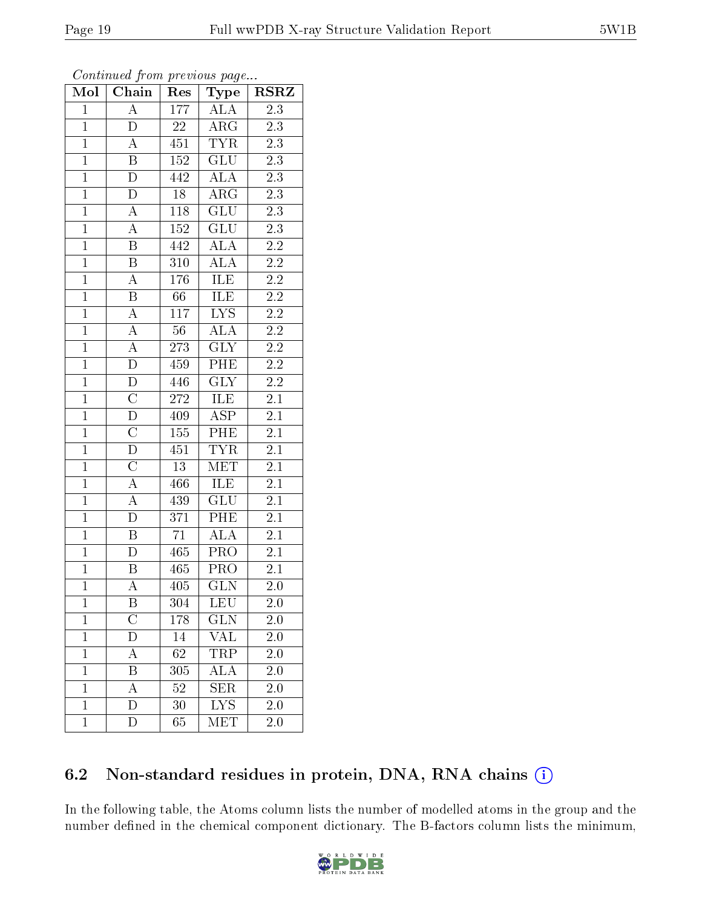*Continued from previous page...*

| Mol | Chain | Res | Type | RSRZ |
|---|---|---|---|---|
| 1 | A | 177 | ALA | 2.3 |
| 1 | D | 22 | ARG | 2.3 |
| 1 | A | 451 | TYR | 2.3 |
| 1 | B | 152 | GLU | 2.3 |
| 1 | D | 442 | ALA | 2.3 |
| 1 | D | 18 | ARG | 2.3 |
| 1 | A | 118 | GLU | 2.3 |
| 1 | A | 152 | GLU | 2.3 |
| 1 | B | 442 | ALA | 2.2 |
| 1 | B | 310 | ALA | 2.2 |
| 1 | A | 176 | ILE | 2.2 |
| 1 | B | 66 | ILE | 2.2 |
| 1 | A | 117 | LYS | 2.2 |
| 1 | A | 56 | ALA | 2.2 |
| 1 | A | 273 | GLY | 2.2 |
| 1 | D | 459 | PHE | 2.2 |
| 1 | D | 446 | GLY | 2.2 |
| 1 | C | 272 | ILE | 2.1 |
| 1 | D | 409 | ASP | 2.1 |
| 1 | C | 155 | PHE | 2.1 |
| 1 | D | 451 | TYR | 2.1 |
| 1 | C | 13 | MET | 2.1 |
| 1 | A | 466 | ILE | 2.1 |
| 1 | A | 439 | GLU | 2.1 |
| 1 | D | 371 | PHE | 2.1 |
| 1 | B | 71 | ALA | 2.1 |
| 1 | D | 465 | PRO | 2.1 |
| 1 | B | 465 | PRO | 2.1 |
| 1 | A | 405 | GLN | 2.0 |
| 1 | B | 304 | LEU | 2.0 |
| 1 | C | 178 | GLN | 2.0 |
| 1 | D | 14 | VAL | 2.0 |
| 1 | A | 62 | TRP | 2.0 |
| 1 | B | 305 | ALA | 2.0 |
| 1 | A | 52 | SER | 2.0 |
| 1 | D | 30 | LYS | 2.0 |
| 1 | D | 65 | MET | 2.0 |

## 6.2 Non-standard residues in protein, DNA, RNA chains (i)

In the following table, the Atoms column lists the number of modelled atoms in the group and the number defined in the chemical component dictionary. The B-factors column lists the minimum,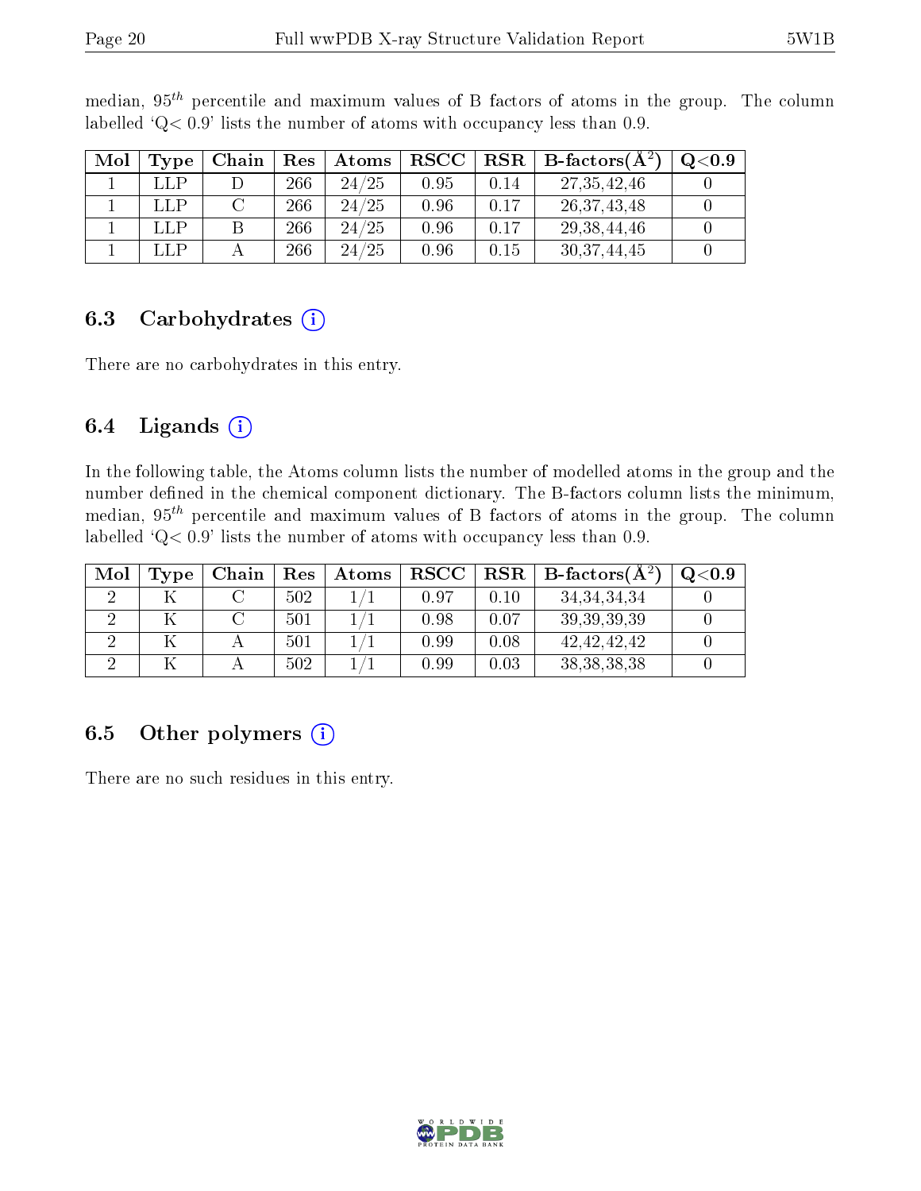median, $95^{th}$ percentile and maximum values of B factors of atoms in the group. The column labelled 'Q< 0.9' lists the number of atoms with occupancy less than 0.9.

| Mol | Type | Chain | Res | Atoms | RSCC | RSR | B-factors($\AA^2$) | Q<0.9 |
|---|---|---|---|---|---|---|---|---|
| 1 | LLP | D | 266 | 24/25 | 0.95 | 0.14 | 27,35,42,46 | 0 |
| 1 | LLP | C | 266 | 24/25 | 0.96 | 0.17 | 26,37,43,48 | 0 |
| 1 | LLP | B | 266 | 24/25 | 0.96 | 0.17 | 29,38,44,46 | 0 |
| 1 | LLP | A | 266 | 24/25 | 0.96 | 0.15 | 30,37,44,45 | 0 |

### 6.3 Carbohydrates

There are no carbohydrates in this entry.

### 6.4 Ligands

In the following table, the Atoms column lists the number of modelled atoms in the group and the number defined in the chemical component dictionary. The B-factors column lists the minimum, median, $95^{th}$ percentile and maximum values of B factors of atoms in the group. The column labelled 'Q< 0.9' lists the number of atoms with occupancy less than 0.9.

| Mol | Type | Chain | Res | Atoms | RSCC | RSR | B-factors($\AA^2$) | Q<0.9 |
|---|---|---|---|---|---|---|---|---|
| 2 | K | C | 502 | 1/1 | 0.97 | 0.10 | 34,34,34,34 | 0 |
| 2 | K | C | 501 | 1/1 | 0.98 | 0.07 | 39,39,39,39 | 0 |
| 2 | K | A | 501 | 1/1 | 0.99 | 0.08 | 42,42,42,42 | 0 |
| 2 | K | A | 502 | 1/1 | 0.99 | 0.03 | 38,38,38,38 | 0 |

### 6.5 Other polymers

There are no such residues in this entry.